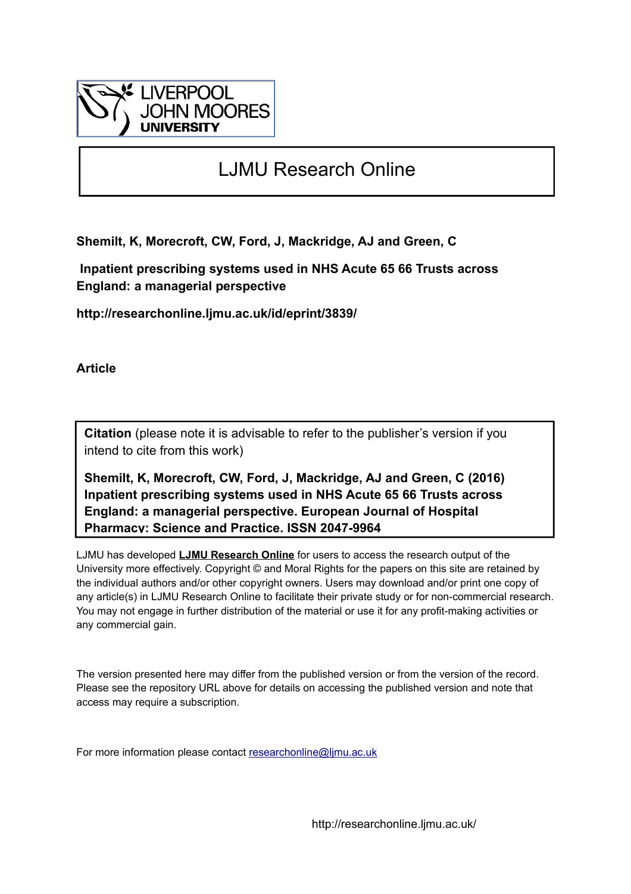LIVERPOOL
JOHN MOORES
UNIVERSITY

# LJMU Research Online

**Shemilt, K, Morecroft, CW, Ford, J, Mackridge, AJ and Green, C**

**Inpatient prescribing systems used in NHS Acute 65 66 Trusts across England: a managerial perspective**

**http://researchonline.ljmu.ac.uk/id/eprint/3839/**

**Article**

**Citation** (please note it is advisable to refer to the publisher's version if you intend to cite from this work)

**Shemilt, K, Morecroft, CW, Ford, J, Mackridge, AJ and Green, C (2016) Inpatient prescribing systems used in NHS Acute 65 66 Trusts across England: a managerial perspective. European Journal of Hospital Pharmacy: Science and Practice. ISSN 2047-9964**

LJMU has developed **LJMU Research Online** for users to access the research output of the University more effectively. Copyright © and Moral Rights for the papers on this site are retained by the individual authors and/or other copyright owners. Users may download and/or print one copy of any article(s) in LJMU Research Online to facilitate their private study or for non-commercial research. You may not engage in further distribution of the material or use it for any profit-making activities or any commercial gain.

The version presented here may differ from the published version or from the version of the record. Please see the repository URL above for details on accessing the published version and note that access may require a subscription.

For more information please contact researchonline@ljmu.ac.uk

http://researchonline.ljmu.ac.uk/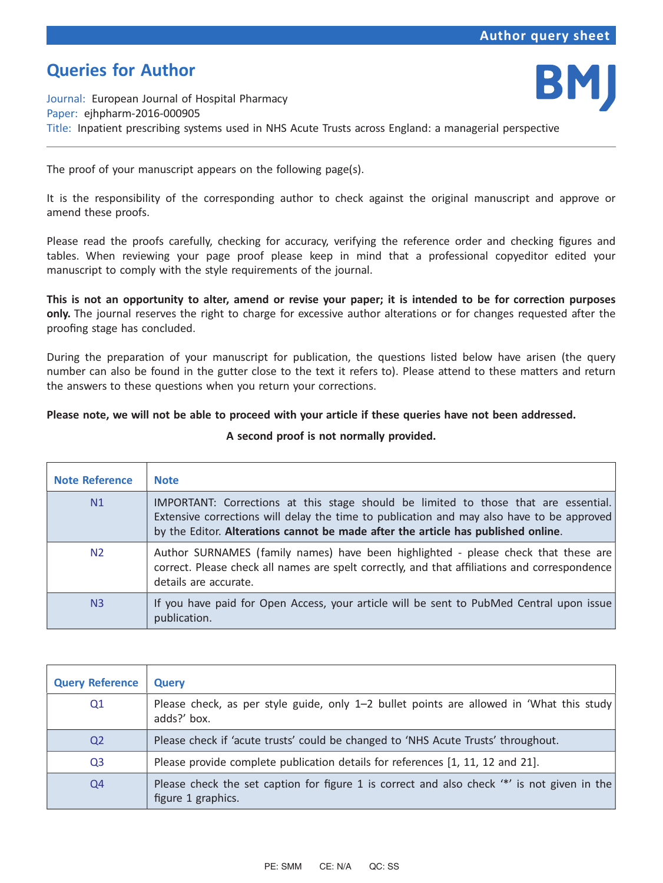Author query sheet

# Queries for Author

Journal: European Journal of Hospital Pharmacy
Paper: ejhpharm-2016-000905
Title: Inpatient prescribing systems used in NHS Acute Trusts across England: a managerial perspective

The proof of your manuscript appears on the following page(s).

It is the responsibility of the corresponding author to check against the original manuscript and approve or amend these proofs.

Please read the proofs carefully, checking for accuracy, verifying the reference order and checking figures and tables. When reviewing your page proof please keep in mind that a professional copyeditor edited your manuscript to comply with the style requirements of the journal.

**This is not an opportunity to alter, amend or revise your paper; it is intended to be for correction purposes only.** The journal reserves the right to charge for excessive author alterations or for changes requested after the proofing stage has concluded.

During the preparation of your manuscript for publication, the questions listed below have arisen (the query number can also be found in the gutter close to the text it refers to). Please attend to these matters and return the answers to these questions when you return your corrections.

**Please note, we will not be able to proceed with your article if these queries have not been addressed.**

**A second proof is not normally provided.**

| Note Reference | Note |
|---|---|
| N1 | IMPORTANT: Corrections at this stage should be limited to those that are essential. Extensive corrections will delay the time to publication and may also have to be approved by the Editor. **Alterations cannot be made after the article has published online**. |
| N2 | Author SURNAMES (family names) have been highlighted - please check that these are correct. Please check all names are spelt correctly, and that affiliations and correspondence details are accurate. |
| N3 | If you have paid for Open Access, your article will be sent to PubMed Central upon issue publication. |

| Query Reference | Query |
|---|---|
| Q1 | Please check, as per style guide, only 1–2 bullet points are allowed in 'What this study adds?' box. |
| Q2 | Please check if 'acute trusts' could be changed to 'NHS Acute Trusts' throughout. |
| Q3 | Please provide complete publication details for references [1, 11, 12 and 21]. |
| Q4 | Please check the set caption for figure 1 is correct and also check '*' is not given in the figure 1 graphics. |

PE: SMM CE: N/A QC: SS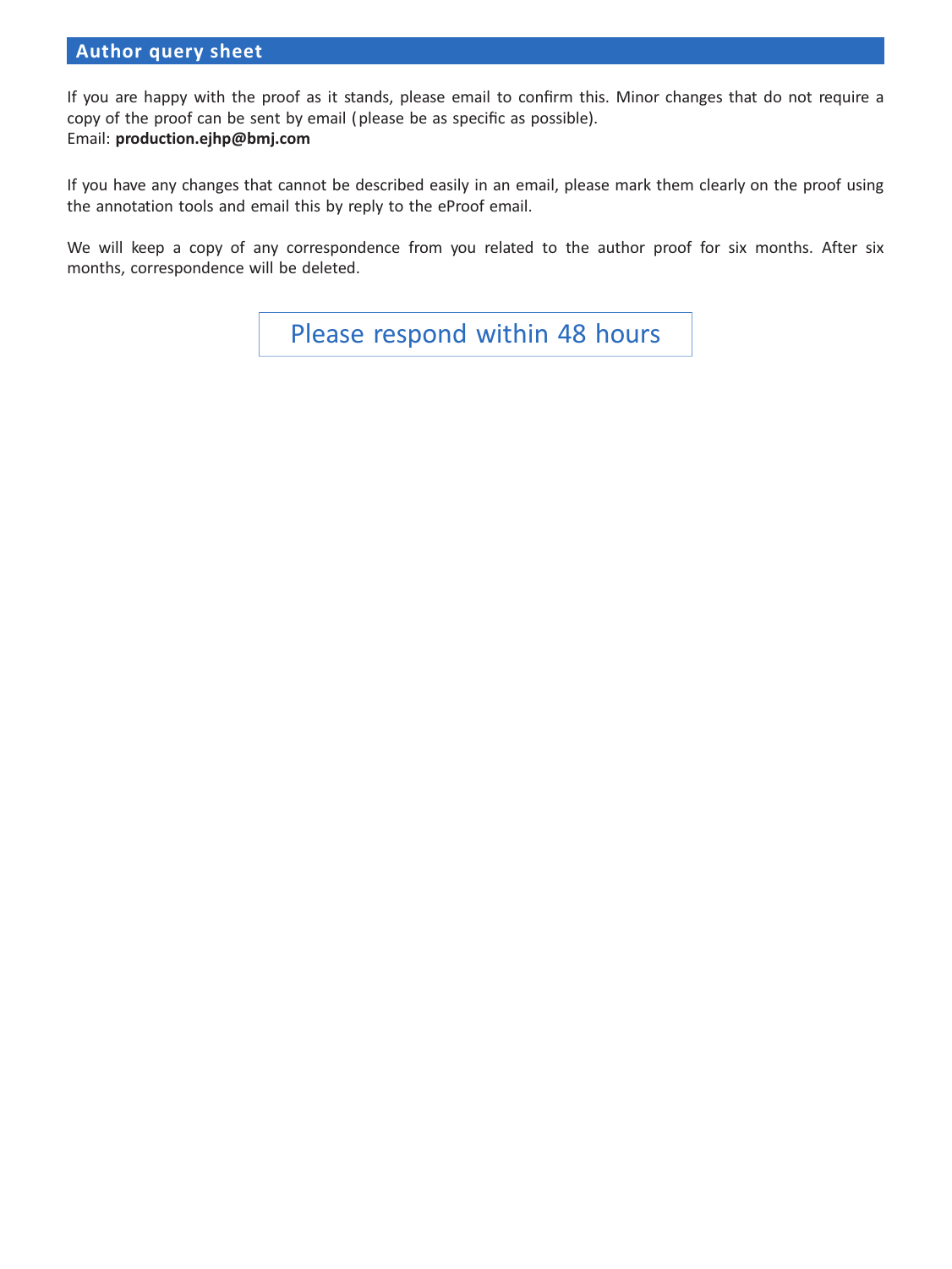## Author query sheet

If you are happy with the proof as it stands, please email to confirm this. Minor changes that do not require a copy of the proof can be sent by email (please be as specific as possible).
Email: **production.ejhp@bmj.com**

If you have any changes that cannot be described easily in an email, please mark them clearly on the proof using the annotation tools and email this by reply to the eProof email.

We will keep a copy of any correspondence from you related to the author proof for six months. After six months, correspondence will be deleted.

Please respond within 48 hours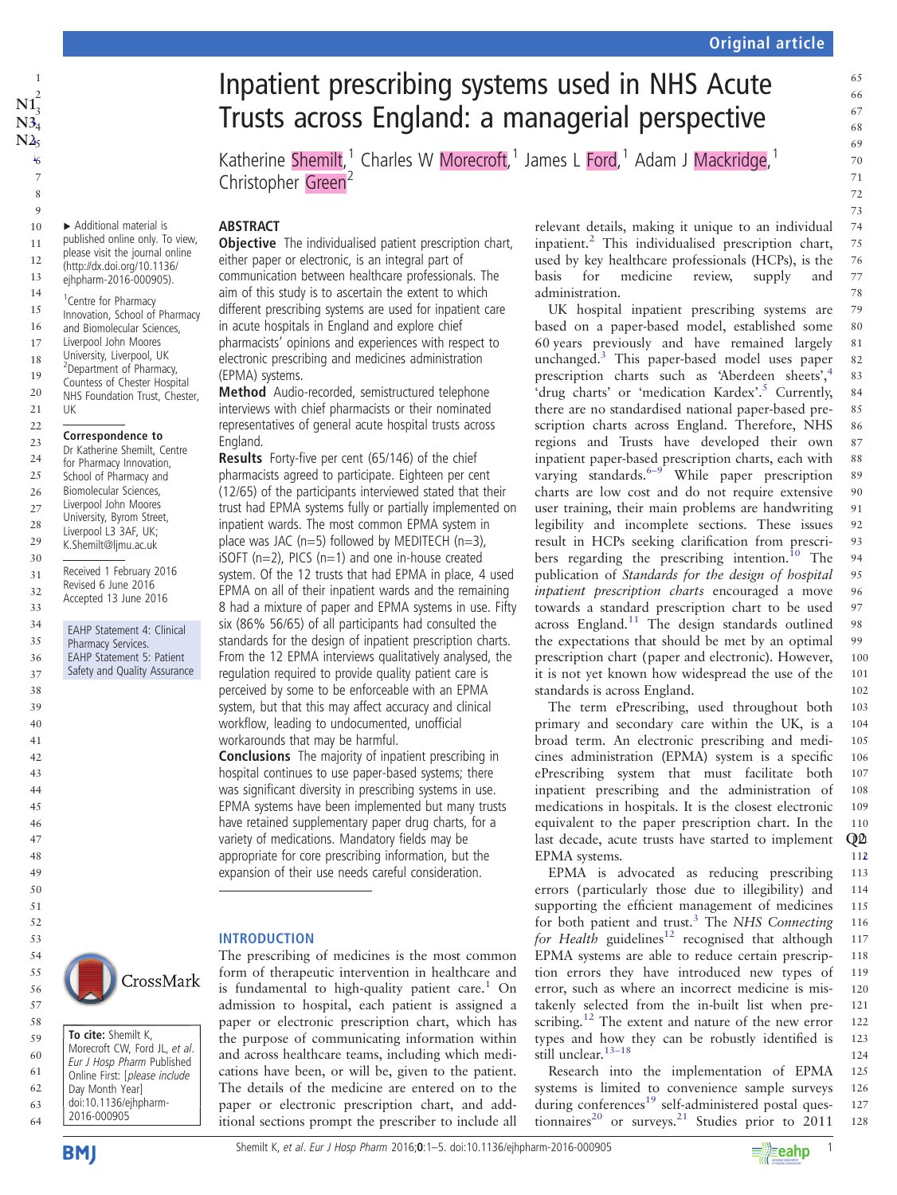# Inpatient prescribing systems used in NHS Acute Trusts across England: a managerial perspective

Katherine Shemilt,[1] Charles W Morecroft,[1] James L Ford,[1] Adam J Mackridge,[1] Christopher Green[2]

▸ Additional material is published online only. To view, please visit the journal online (http://dx.doi.org/10.1136/ejhpharm-2016-000905).

[1]Centre for Pharmacy Innovation, School of Pharmacy and Biomolecular Sciences, Liverpool John Moores University, Liverpool, UK
[2]Department of Pharmacy, Countess of Chester Hospital NHS Foundation Trust, Chester, UK

**Correspondence to**
Dr Katherine Shemilt, Centre for Pharmacy Innovation, School of Pharmacy and Biomolecular Sciences, Liverpool John Moores University, Byrom Street, Liverpool L3 3AF, UK; K.Shemilt@ljmu.ac.uk

Received 1 February 2016
Revised 6 June 2016
Accepted 13 June 2016

EAHP Statement 4: Clinical Pharmacy Services.
EAHP Statement 5: Patient Safety and Quality Assurance

## ABSTRACT

**Objective** The individualised patient prescription chart, either paper or electronic, is an integral part of communication between healthcare professionals. The aim of this study is to ascertain the extent to which different prescribing systems are used for inpatient care in acute hospitals in England and explore chief pharmacists' opinions and experiences with respect to electronic prescribing and medicines administration (EPMA) systems.

**Method** Audio-recorded, semistructured telephone interviews with chief pharmacists or their nominated representatives of general acute hospital trusts across England.

**Results** Forty-five per cent (65/146) of the chief pharmacists agreed to participate. Eighteen per cent (12/65) of the participants interviewed stated that their trust had EPMA systems fully or partially implemented on inpatient wards. The most common EPMA system in place was JAC (n=5) followed by MEDITECH (n=3), iSOFT (n=2), PICS (n=1) and one in-house created system. Of the 12 trusts that had EPMA in place, 4 used EPMA on all of their inpatient wards and the remaining 8 had a mixture of paper and EPMA systems in use. Fifty six (86% 56/65) of all participants had consulted the standards for the design of inpatient prescription charts. From the 12 EPMA interviews qualitatively analysed, the regulation required to provide quality patient care is perceived by some to be enforceable with an EPMA system, but that this may affect accuracy and clinical workflow, leading to undocumented, unofficial workarounds that may be harmful.

**Conclusions** The majority of inpatient prescribing in hospital continues to use paper-based systems; there was significant diversity in prescribing systems in use. EPMA systems have been implemented but many trusts have retained supplementary paper drug charts, for a variety of medications. Mandatory fields may be appropriate for core prescribing information, but the expansion of their use needs careful consideration.

**To cite:** Shemilt K, Morecroft CW, Ford JL, *et al.* *Eur J Hosp Pharm* Published Online First: [*please include* Day Month Year] doi:10.1136/ejhpharm-2016-000905

## INTRODUCTION

The prescribing of medicines is the most common form of therapeutic intervention in healthcare and is fundamental to high-quality patient care.[1] On admission to hospital, each patient is assigned a paper or electronic prescription chart, which has the purpose of communicating information within and across healthcare teams, including which medications have been, or will be, given to the patient. The details of the medicine are entered on to the paper or electronic prescription chart, and additional sections prompt the prescriber to include all relevant details, making it unique to an individual inpatient.[2] This individualised prescription chart, used by key healthcare professionals (HCPs), is the basis for medicine review, supply and administration.

UK hospital inpatient prescribing systems are based on a paper-based model, established some 60 years previously and have remained largely unchanged.[3] This paper-based model uses paper prescription charts such as 'Aberdeen sheets',[4] 'drug charts' or 'medication Kardex'.[5] Currently, there are no standardised national paper-based prescription charts across England. Therefore, NHS regions and Trusts have developed their own inpatient paper-based prescription charts, each with varying standards.[6–9] While paper prescription charts are low cost and do not require extensive user training, their main problems are handwriting legibility and incomplete sections. These issues result in HCPs seeking clarification from prescribers regarding the prescribing intention.[10] The publication of *Standards for the design of hospital inpatient prescription charts* encouraged a move towards a standard prescription chart to be used across England.[11] The design standards outlined the expectations that should be met by an optimal prescription chart (paper and electronic). However, it is not yet known how widespread the use of the standards is across England.

The term ePrescribing, used throughout both primary and secondary care within the UK, is a broad term. An electronic prescribing and medicines administration (EPMA) system is a specific ePrescribing system that must facilitate both inpatient prescribing and the administration of medications in hospitals. It is the closest electronic equivalent to the paper prescription chart. In the last decade, acute trusts have started to implement EPMA systems.

EPMA is advocated as reducing prescribing errors (particularly those due to illegibility) and supporting the efficient management of medicines for both patient and trust.[3] The *NHS Connecting for Health* guidelines[12] recognised that although EPMA systems are able to reduce certain prescription errors they have introduced new types of error, such as where an incorrect medicine is mistakenly selected from the in-built list when prescribing.[12] The extent and nature of the new error types and how they can be robustly identified is still unclear.[13–18]

Research into the implementation of EPMA systems is limited to convenience sample surveys during conferences[19] self-administered postal questionnaires[20] or surveys.[21] Studies prior to 2011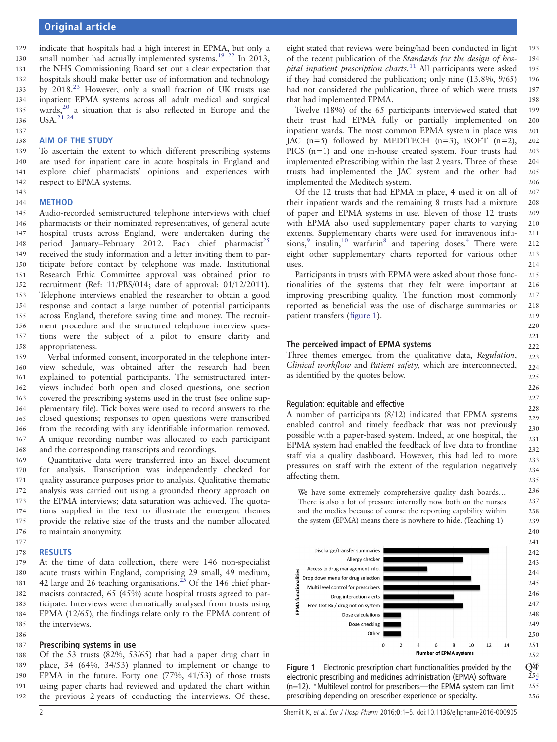indicate that hospitals had a high interest in EPMA, but only a small number had actually implemented systems.[19 22] In 2013, the NHS Commissioning Board set out a clear expectation that hospitals should make better use of information and technology by 2018.[23] However, only a small fraction of UK trusts use inpatient EPMA systems across all adult medical and surgical wards,[20] a situation that is also reflected in Europe and the USA.[21 24]

## AIM OF THE STUDY

To ascertain the extent to which different prescribing systems are used for inpatient care in acute hospitals in England and explore chief pharmacists' opinions and experiences with respect to EPMA systems.

## METHOD

Audio-recorded semistructured telephone interviews with chief pharmacists or their nominated representatives, of general acute hospital trusts across England, were undertaken during the period January–February 2012. Each chief pharmacist[25] received the study information and a letter inviting them to participate before contact by telephone was made. Institutional Research Ethic Committee approval was obtained prior to recruitment (Ref: 11/PBS/014; date of approval: 01/12/2011). Telephone interviews enabled the researcher to obtain a good response and contact a large number of potential participants across England, therefore saving time and money. The recruitment procedure and the structured telephone interview questions were the subject of a pilot to ensure clarity and appropriateness.

Verbal informed consent, incorporated in the telephone interview schedule, was obtained after the research had been explained to potential participants. The semistructured interviews included both open and closed questions, one section covered the prescribing systems used in the trust (see online supplementary file). Tick boxes were used to record answers to the closed questions; responses to open questions were transcribed from the recording with any identifiable information removed. A unique recording number was allocated to each participant and the corresponding transcripts and recordings.

Quantitative data were transferred into an Excel document for analysis. Transcription was independently checked for quality assurance purposes prior to analysis. Qualitative thematic analysis was carried out using a grounded theory approach on the EPMA interviews; data saturation was achieved. The quotations supplied in the text to illustrate the emergent themes provide the relative size of the trusts and the number allocated to maintain anonymity.

## RESULTS

At the time of data collection, there were 146 non-specialist acute trusts within England, comprising 29 small, 49 medium, 42 large and 26 teaching organisations.[25] Of the 146 chief pharmacists contacted, 65 (45%) acute hospital trusts agreed to participate. Interviews were thematically analysed from trusts using EPMA (12/65), the findings relate only to the EPMA content of the interviews.

### Prescribing systems in use

Of the 53 trusts (82%, 53/65) that had a paper drug chart in place, 34 (64%, 34/53) planned to implement or change to EPMA in the future. Forty one (77%, 41/53) of those trusts using paper charts had reviewed and updated the chart within the previous 2 years of conducting the interviews. Of these, eight stated that reviews were being/had been conducted in light of the recent publication of the *Standards for the design of hospital inpatient prescription charts*.[11] All participants were asked if they had considered the publication; only nine (13.8%, 9/65) had not considered the publication, three of which were trusts that had implemented EPMA.

Twelve (18%) of the 65 participants interviewed stated that their trust had EPMA fully or partially implemented on inpatient wards. The most common EPMA system in place was JAC (n=5) followed by MEDITECH (n=3), iSOFT (n=2), PICS (n=1) and one in-house created system. Four trusts had implemented ePrescribing within the last 2 years. Three of these trusts had implemented the JAC system and the other had implemented the Meditech system.

Of the 12 trusts that had EPMA in place, 4 used it on all of their inpatient wards and the remaining 8 trusts had a mixture of paper and EPMA systems in use. Eleven of those 12 trusts with EPMA also used supplementary paper charts to varying extents. Supplementary charts were used for intravenous infusions,[9] insulin,[10] warfarin[8] and tapering doses.[4] There were eight other supplementary charts reported for various other uses.

Participants in trusts with EPMA were asked about those functionalities of the systems that they felt were important at improving prescribing quality. The function most commonly reported as beneficial was the use of discharge summaries or patient transfers (figure 1).

EPMA functionalities
Discharge/transfer summaries
Allergy checker
Access to drug management info.
Drop down menu for drug selection
Multi level control for prescribers
Drug interaction alerts
Free text Rx / drug not on system
Dose calculations
Dose checking
Other
0 2 4 6 8 10 12 14
Number of EPMA systems

**Figure 1** Electronic prescription chart functionalities provided by the electronic prescribing and medicines administration (EPMA) software (n=12). *Multilevel control for prescribers—the EPMA system can limit prescribing depending on prescriber experience or specialty.

### The perceived impact of EPMA systems

Three themes emerged from the qualitative data, *Regulation*, *Clinical workflow* and *Patient safety,* which are interconnected, as identified by the quotes below.

#### Regulation: equitable and effective

A number of participants (8/12) indicated that EPMA systems enabled control and timely feedback that was not previously possible with a paper-based system. Indeed, at one hospital, the EPMA system had enabled the feedback of live data to frontline staff via a quality dashboard. However, this had led to more pressures on staff with the extent of the regulation negatively affecting them.

> We have some extremely comprehensive quality dash boards… There is also a lot of pressure internally now both on the nurses and the medics because of course the reporting capability within the system (EPMA) means there is nowhere to hide. (Teaching 1)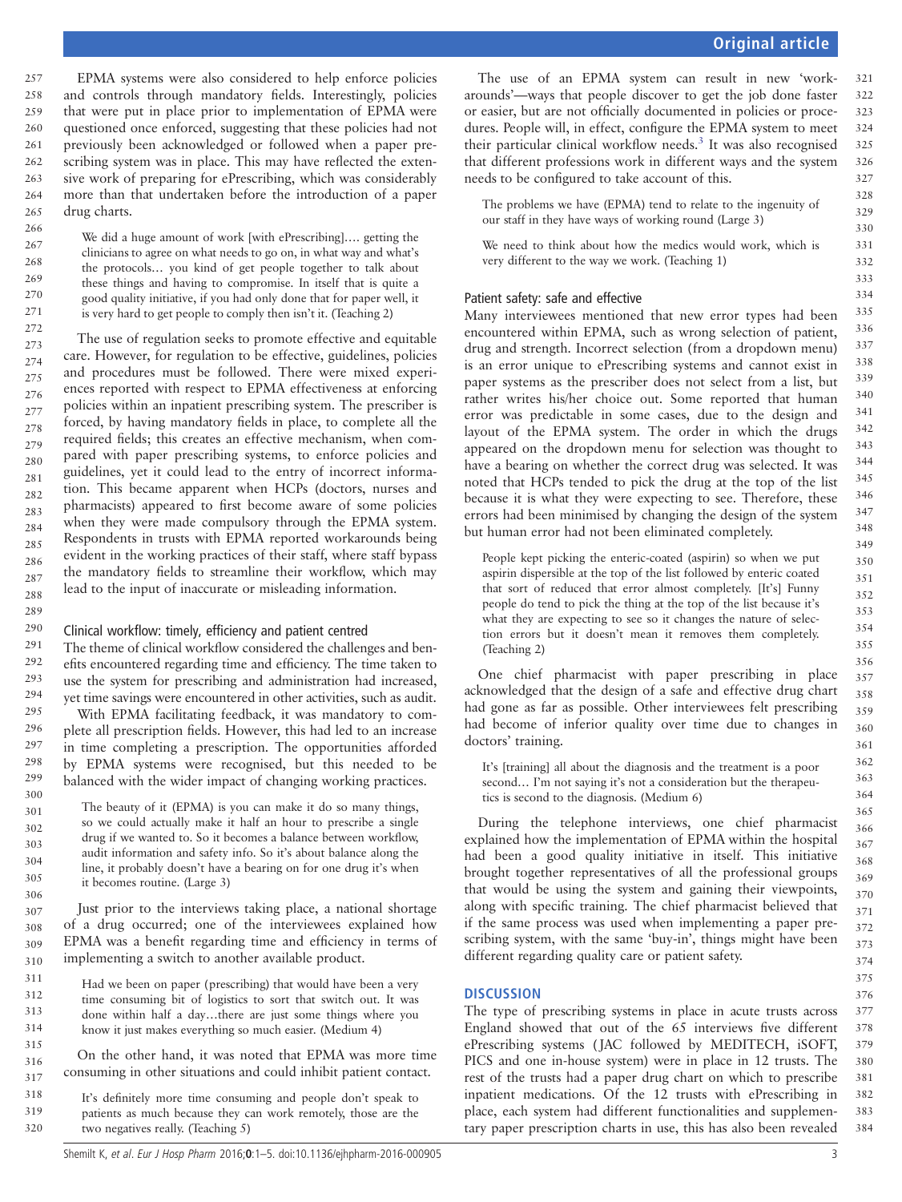EPMA systems were also considered to help enforce policies and controls through mandatory fields. Interestingly, policies that were put in place prior to implementation of EPMA were questioned once enforced, suggesting that these policies had not previously been acknowledged or followed when a paper prescribing system was in place. This may have reflected the extensive work of preparing for ePrescribing, which was considerably more than that undertaken before the introduction of a paper drug charts.

> We did a huge amount of work [with ePrescribing]…. getting the clinicians to agree on what needs to go on, in what way and what's the protocols… you kind of get people together to talk about these things and having to compromise. In itself that is quite a good quality initiative, if you had only done that for paper well, it is very hard to get people to comply then isn't it. (Teaching 2)

The use of regulation seeks to promote effective and equitable care. However, for regulation to be effective, guidelines, policies and procedures must be followed. There were mixed experiences reported with respect to EPMA effectiveness at enforcing policies within an inpatient prescribing system. The prescriber is forced, by having mandatory fields in place, to complete all the required fields; this creates an effective mechanism, when compared with paper prescribing systems, to enforce policies and guidelines, yet it could lead to the entry of incorrect information. This became apparent when HCPs (doctors, nurses and pharmacists) appeared to first become aware of some policies when they were made compulsory through the EPMA system. Respondents in trusts with EPMA reported workarounds being evident in the working practices of their staff, where staff bypass the mandatory fields to streamline their workflow, which may lead to the input of inaccurate or misleading information.

### Clinical workflow: timely, efficiency and patient centred

The theme of clinical workflow considered the challenges and benefits encountered regarding time and efficiency. The time taken to use the system for prescribing and administration had increased, yet time savings were encountered in other activities, such as audit.

With EPMA facilitating feedback, it was mandatory to complete all prescription fields. However, this had led to an increase in time completing a prescription. The opportunities afforded by EPMA systems were recognised, but this needed to be balanced with the wider impact of changing working practices.

> The beauty of it (EPMA) is you can make it do so many things, so we could actually make it half an hour to prescribe a single drug if we wanted to. So it becomes a balance between workflow, audit information and safety info. So it's about balance along the line, it probably doesn't have a bearing on for one drug it's when it becomes routine. (Large 3)

Just prior to the interviews taking place, a national shortage of a drug occurred; one of the interviewees explained how EPMA was a benefit regarding time and efficiency in terms of implementing a switch to another available product.

> Had we been on paper (prescribing) that would have been a very time consuming bit of logistics to sort that switch out. It was done within half a day…there are just some things where you know it just makes everything so much easier. (Medium 4)

On the other hand, it was noted that EPMA was more time consuming in other situations and could inhibit patient contact.

> It's definitely more time consuming and people don't speak to patients as much because they can work remotely, those are the two negatives really. (Teaching 5)

The use of an EPMA system can result in new 'work-arounds'—ways that people discover to get the job done faster or easier, but are not officially documented in policies or procedures. People will, in effect, configure the EPMA system to meet their particular clinical workflow needs.[3] It was also recognised that different professions work in different ways and the system needs to be configured to take account of this.

> The problems we have (EPMA) tend to relate to the ingenuity of our staff in they have ways of working round (Large 3)

> We need to think about how the medics would work, which is very different to the way we work. (Teaching 1)

### Patient safety: safe and effective

Many interviewees mentioned that new error types had been encountered within EPMA, such as wrong selection of patient, drug and strength. Incorrect selection (from a dropdown menu) is an error unique to ePrescribing systems and cannot exist in paper systems as the prescriber does not select from a list, but rather writes his/her choice out. Some reported that human error was predictable in some cases, due to the design and layout of the EPMA system. The order in which the drugs appeared on the dropdown menu for selection was thought to have a bearing on whether the correct drug was selected. It was noted that HCPs tended to pick the drug at the top of the list because it is what they were expecting to see. Therefore, these errors had been minimised by changing the design of the system but human error had not been eliminated completely.

> People kept picking the enteric-coated (aspirin) so when we put aspirin dispersible at the top of the list followed by enteric coated that sort of reduced that error almost completely. [It's] Funny people do tend to pick the thing at the top of the list because it's what they are expecting to see so it changes the nature of selection errors but it doesn't mean it removes them completely. (Teaching 2)

One chief pharmacist with paper prescribing in place acknowledged that the design of a safe and effective drug chart had gone as far as possible. Other interviewees felt prescribing had become of inferior quality over time due to changes in doctors' training.

> It's [training] all about the diagnosis and the treatment is a poor second… I'm not saying it's not a consideration but the therapeutics is second to the diagnosis. (Medium 6)

During the telephone interviews, one chief pharmacist explained how the implementation of EPMA within the hospital had been a good quality initiative in itself. This initiative brought together representatives of all the professional groups that would be using the system and gaining their viewpoints, along with specific training. The chief pharmacist believed that if the same process was used when implementing a paper prescribing system, with the same 'buy-in', things might have been different regarding quality care or patient safety.

## DISCUSSION

The type of prescribing systems in place in acute trusts across England showed that out of the 65 interviews five different ePrescribing systems (JAC followed by MEDITECH, iSOFT, PICS and one in-house system) were in place in 12 trusts. The rest of the trusts had a paper drug chart on which to prescribe inpatient medications. Of the 12 trusts with ePrescribing in place, each system had different functionalities and supplementary paper prescription charts in use, this has also been revealed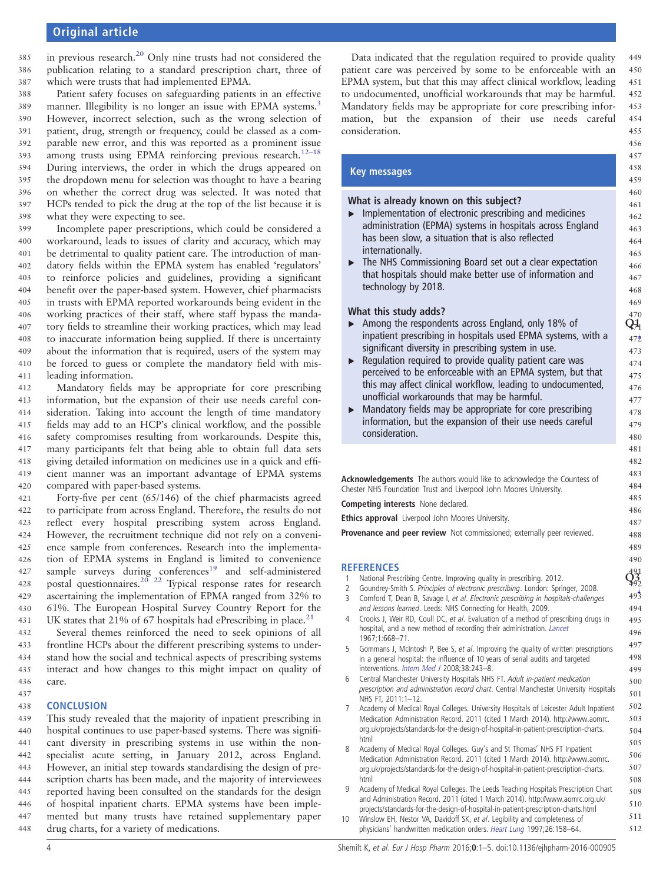in previous research.[20] Only nine trusts had not considered the publication relating to a standard prescription chart, three of which were trusts that had implemented EPMA.

Patient safety focuses on safeguarding patients in an effective manner. Illegibility is no longer an issue with EPMA systems.[3] However, incorrect selection, such as the wrong selection of patient, drug, strength or frequency, could be classed as a comparable new error, and this was reported as a prominent issue among trusts using EPMA reinforcing previous research.[12–18] During interviews, the order in which the drugs appeared on the dropdown menu for selection was thought to have a bearing on whether the correct drug was selected. It was noted that HCPs tended to pick the drug at the top of the list because it is what they were expecting to see.

Incomplete paper prescriptions, which could be considered a workaround, leads to issues of clarity and accuracy, which may be detrimental to quality patient care. The introduction of mandatory fields within the EPMA system has enabled 'regulators' to reinforce policies and guidelines, providing a significant benefit over the paper-based system. However, chief pharmacists in trusts with EPMA reported workarounds being evident in the working practices of their staff, where staff bypass the mandatory fields to streamline their working practices, which may lead to inaccurate information being supplied. If there is uncertainty about the information that is required, users of the system may be forced to guess or complete the mandatory field with misleading information.

Mandatory fields may be appropriate for core prescribing information, but the expansion of their use needs careful consideration. Taking into account the length of time mandatory fields may add to an HCP's clinical workflow, and the possible safety compromises resulting from workarounds. Despite this, many participants felt that being able to obtain full data sets giving detailed information on medicines use in a quick and efficient manner was an important advantage of EPMA systems compared with paper-based systems.

Forty-five per cent (65/146) of the chief pharmacists agreed to participate from across England. Therefore, the results do not reflect every hospital prescribing system across England. However, the recruitment technique did not rely on a convenience sample from conferences. Research into the implementation of EPMA systems in England is limited to convenience sample surveys during conferences[19] and self-administered postal questionnaires.[20 22] Typical response rates for research ascertaining the implementation of EPMA ranged from 32% to 61%. The European Hospital Survey Country Report for the UK states that 21% of 67 hospitals had ePrescribing in place.[21]

Several themes reinforced the need to seek opinions of all frontline HCPs about the different prescribing systems to understand how the social and technical aspects of prescribing systems interact and how changes to this might impact on quality of care.

## CONCLUSION

This study revealed that the majority of inpatient prescribing in hospital continues to use paper-based systems. There was significant diversity in prescribing systems in use within the non-specialist acute setting, in January 2012, across England. However, an initial step towards standardising the design of prescription charts has been made, and the majority of interviewees reported having been consulted on the standards for the design of hospital inpatient charts. EPMA systems have been implemented but many trusts have retained supplementary paper drug charts, for a variety of medications.

Data indicated that the regulation required to provide quality patient care was perceived by some to be enforceable with an EPMA system, but that this may affect clinical workflow, leading to undocumented, unofficial workarounds that may be harmful. Mandatory fields may be appropriate for core prescribing information, but the expansion of their use needs careful consideration.

### Key messages

**What is already known on this subject?**

- Implementation of electronic prescribing and medicines administration (EPMA) systems in hospitals across England has been slow, a situation that is also reflected internationally.
- The NHS Commissioning Board set out a clear expectation that hospitals should make better use of information and technology by 2018.

**What this study adds?**

- Among the respondents across England, only 18% of inpatient prescribing in hospitals used EPMA systems, with a significant diversity in prescribing system in use.
- Regulation required to provide quality patient care was perceived to be enforceable with an EPMA system, but that this may affect clinical workflow, leading to undocumented, unofficial workarounds that may be harmful.
- Mandatory fields may be appropriate for core prescribing information, but the expansion of their use needs careful consideration.

**Acknowledgements** The authors would like to acknowledge the Countess of Chester NHS Foundation Trust and Liverpool John Moores University.

**Competing interests** None declared.

**Ethics approval** Liverpool John Moores University.

**Provenance and peer review** Not commissioned; externally peer reviewed.

## REFERENCES

1. National Prescribing Centre. Improving quality in prescribing. 2012.
2. Goundrey-Smith S. *Principles of electronic prescribing*. London: Springer, 2008.
3. Cornford T, Dean B, Savage I, *et al*. *Electronic prescribing in hospitals-challenges and lessons learned*. Leeds: NHS Connecting for Health, 2009.
4. Crooks J, Weir RD, Coull DC, *et al*. Evaluation of a method of prescribing drugs in hospital, and a new method of recording their administration. *Lancet* 1967;1:668–71.
5. Gommans J, McIntosh P, Bee S, *et al*. Improving the quality of written prescriptions in a general hospital: the influence of 10 years of serial audits and targeted interventions. *Intern Med J* 2008;38:243–8.
6. Central Manchester University Hospitals NHS FT. *Adult in-patient medication prescription and administration record chart*. Central Manchester University Hospitals NHS FT, 2011:1–12.
7. Academy of Medical Royal Colleges. University Hospitals of Leicester Adult Inpatient Medication Administration Record. 2011 (cited 1 March 2014). http://www.aomrc.org.uk/projects/standards-for-the-design-of-hospital-in-patient-prescription-charts.html
8. Academy of Medical Royal Colleges. Guy's and St Thomas' NHS FT Inpatient Medication Administration Record. 2011 (cited 1 March 2014). http://www.aomrc.org.uk/projects/standards-for-the-design-of-hospital-in-patient-prescription-charts.html
9. Academy of Medical Royal Colleges. The Leeds Teaching Hospitals Prescription Chart and Administration Record. 2011 (cited 1 March 2014). http://www.aomrc.org.uk/projects/standards-for-the-design-of-hospital-in-patient-prescription-charts.html
10. Winslow EH, Nestor VA, Davidoff SK, *et al*. Legibility and completeness of physicians' handwritten medication orders. *Heart Lung* 1997;26:158–64.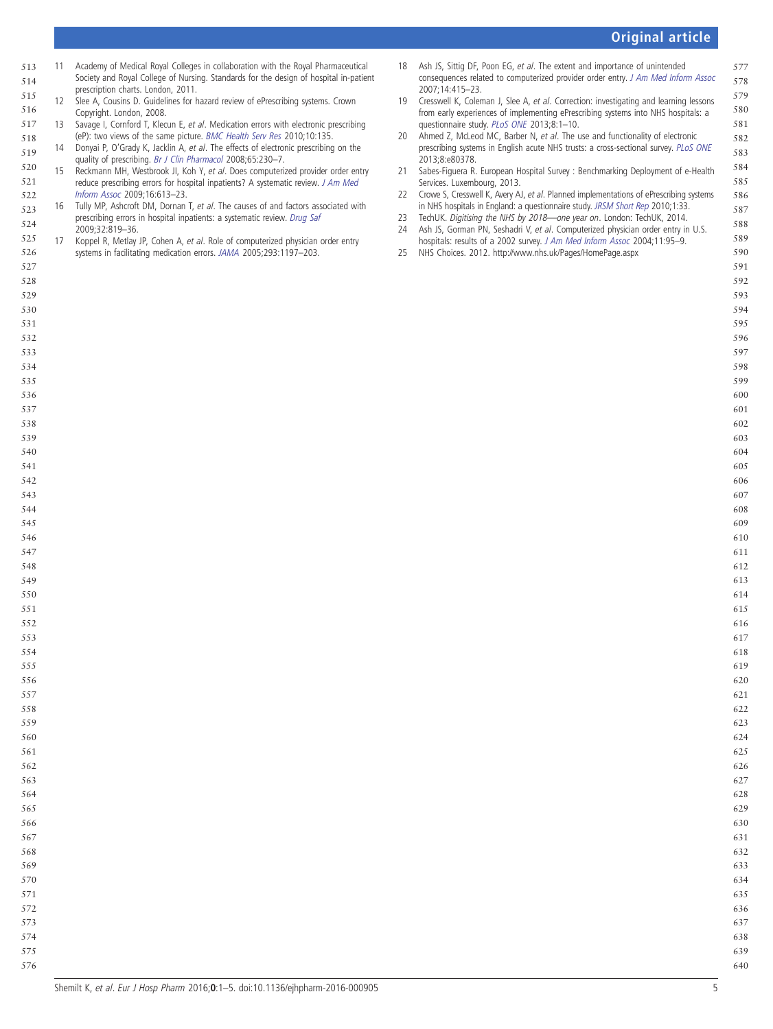11 Academy of Medical Royal Colleges in collaboration with the Royal Pharmaceutical Society and Royal College of Nursing. Standards for the design of hospital in-patient prescription charts. London, 2011.

12 Slee A, Cousins D. Guidelines for hazard review of ePrescribing systems. Crown Copyright. London, 2008.

13 Savage I, Cornford T, Klecun E, *et al*. Medication errors with electronic prescribing (eP): two views of the same picture. *BMC Health Serv Res* 2010;10:135.

14 Donyai P, O'Grady K, Jacklin A, *et al*. The effects of electronic prescribing on the quality of prescribing. *Br J Clin Pharmacol* 2008;65:230–7.

15 Reckmann MH, Westbrook JI, Koh Y, *et al*. Does computerized provider order entry reduce prescribing errors for hospital inpatients? A systematic review. *J Am Med Inform Assoc* 2009;16:613–23.

16 Tully MP, Ashcroft DM, Dornan T, *et al*. The causes of and factors associated with prescribing errors in hospital inpatients: a systematic review. *Drug Saf* 2009;32:819–36.

17 Koppel R, Metlay JP, Cohen A, *et al*. Role of computerized physician order entry systems in facilitating medication errors. *JAMA* 2005;293:1197–203.

18 Ash JS, Sittig DF, Poon EG, *et al*. The extent and importance of unintended consequences related to computerized provider order entry. *J Am Med Inform Assoc* 2007;14:415–23.

19 Cresswell K, Coleman J, Slee A, *et al*. Correction: investigating and learning lessons from early experiences of implementing ePrescribing systems into NHS hospitals: a questionnaire study. *PLoS ONE* 2013;8:1–10.

20 Ahmed Z, McLeod MC, Barber N, *et al*. The use and functionality of electronic prescribing systems in English acute NHS trusts: a cross-sectional survey. *PLoS ONE* 2013;8:e80378.

21 Sabes-Figuera R. European Hospital Survey : Benchmarking Deployment of e-Health Services. Luxembourg, 2013.

22 Crowe S, Cresswell K, Avery AJ, *et al*. Planned implementations of ePrescribing systems in NHS hospitals in England: a questionnaire study. *JRSM Short Rep* 2010;1:33.

23 TechUK. *Digitising the NHS by 2018—one year on*. London: TechUK, 2014.

24 Ash JS, Gorman PN, Seshadri V, *et al*. Computerized physician order entry in U.S. hospitals: results of a 2002 survey. *J Am Med Inform Assoc* 2004;11:95–9.

25 NHS Choices. 2012. http://www.nhs.uk/Pages/HomePage.aspx